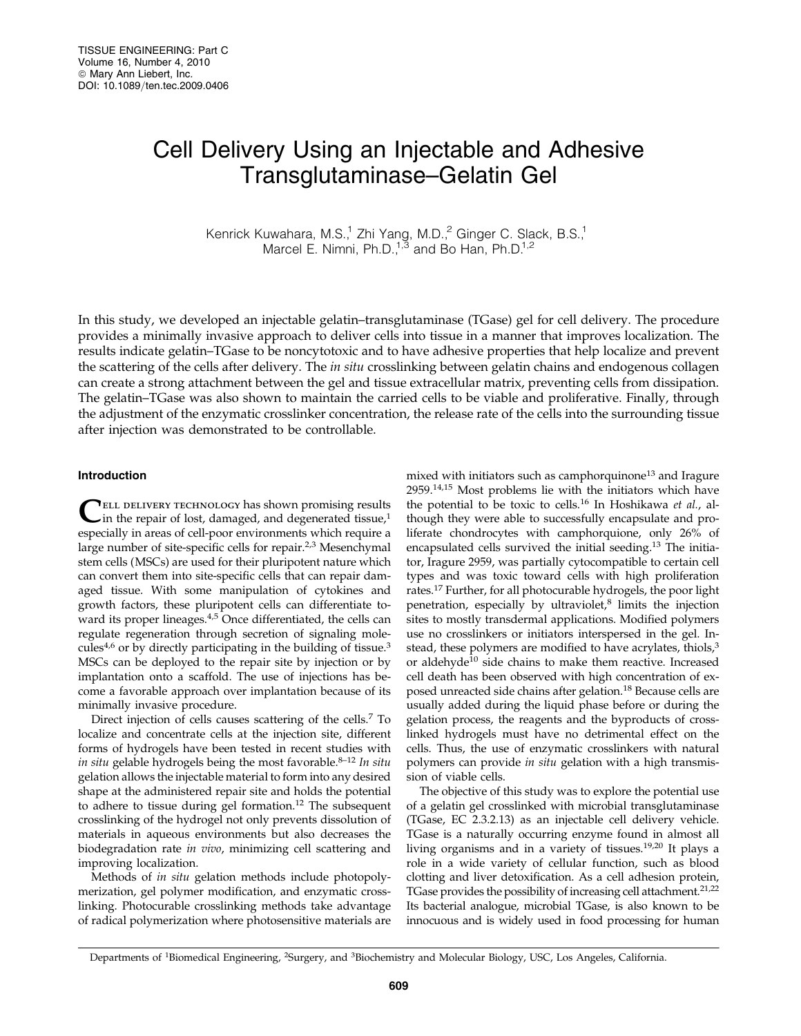# Cell Delivery Using an Injectable and Adhesive Transglutaminase–Gelatin Gel

Kenrick Kuwahara, M.S.,[1] Zhi Yang, M.D.,[2] Ginger C. Slack, B.S.,[1] Marcel E. Nimni, Ph.D.,[1,3] and Bo Han, Ph.D.[1,2]

In this study, we developed an injectable gelatin–transglutaminase (TGase) gel for cell delivery. The procedure provides a minimally invasive approach to deliver cells into tissue in a manner that improves localization. The results indicate gelatin–TGase to be noncytotoxic and to have adhesive properties that help localize and prevent the scattering of the cells after delivery. The *in situ* crosslinking between gelatin chains and endogenous collagen can create a strong attachment between the gel and tissue extracellular matrix, preventing cells from dissipation. The gelatin–TGase was also shown to maintain the carried cells to be viable and proliferative. Finally, through the adjustment of the enzymatic crosslinker concentration, the release rate of the cells into the surrounding tissue after injection was demonstrated to be controllable.

## Introduction

Cell delivery technology has shown promising results in the repair of lost, damaged, and degenerated tissue,[1] especially in areas of cell-poor environments which require a large number of site-specific cells for repair.[2,3] Mesenchymal stem cells (MSCs) are used for their pluripotent nature which can convert them into site-specific cells that can repair damaged tissue. With some manipulation of cytokines and growth factors, these pluripotent cells can differentiate toward its proper lineages.[4,5] Once differentiated, the cells can regulate regeneration through secretion of signaling molecules[4,6] or by directly participating in the building of tissue.[3] MSCs can be deployed to the repair site by injection or by implantation onto a scaffold. The use of injections has become a favorable approach over implantation because of its minimally invasive procedure.

Direct injection of cells causes scattering of the cells.[7] To localize and concentrate cells at the injection site, different forms of hydrogels have been tested in recent studies with *in situ* gelable hydrogels being the most favorable.[8–12] *In situ* gelation allows the injectable material to form into any desired shape at the administered repair site and holds the potential to adhere to tissue during gel formation.[12] The subsequent crosslinking of the hydrogel not only prevents dissolution of materials in aqueous environments but also decreases the biodegradation rate *in vivo*, minimizing cell scattering and improving localization.

Methods of *in situ* gelation methods include photopolymerization, gel polymer modification, and enzymatic crosslinking. Photocurable crosslinking methods take advantage of radical polymerization where photosensitive materials are mixed with initiators such as camphorquinone[13] and Iragure 2959.[14,15] Most problems lie with the initiators which have the potential to be toxic to cells.[16] In Hoshikawa *et al.*, although they were able to successfully encapsulate and proliferate chondrocytes with camphorquione, only 26% of encapsulated cells survived the initial seeding.[13] The initiator, Iragure 2959, was partially cytocompatible to certain cell types and was toxic toward cells with high proliferation rates.[17] Further, for all photocurable hydrogels, the poor light penetration, especially by ultraviolet,[8] limits the injection sites to mostly transdermal applications. Modified polymers use no crosslinkers or initiators interspersed in the gel. Instead, these polymers are modified to have acrylates, thiols,[3] or aldehyde[10] side chains to make them reactive. Increased cell death has been observed with high concentration of exposed unreacted side chains after gelation.[18] Because cells are usually added during the liquid phase before or during the gelation process, the reagents and the byproducts of crosslinked hydrogels must have no detrimental effect on the cells. Thus, the use of enzymatic crosslinkers with natural polymers can provide *in situ* gelation with a high transmission of viable cells.

The objective of this study was to explore the potential use of a gelatin gel crosslinked with microbial transglutaminase (TGase, EC 2.3.2.13) as an injectable cell delivery vehicle. TGase is a naturally occurring enzyme found in almost all living organisms and in a variety of tissues.[19,20] It plays a role in a wide variety of cellular function, such as blood clotting and liver detoxification. As a cell adhesion protein, TGase provides the possibility of increasing cell attachment.[21,22] Its bacterial analogue, microbial TGase, is also known to be innocuous and is widely used in food processing for human

Departments of [1]Biomedical Engineering, [2]Surgery, and [3]Biochemistry and Molecular Biology, USC, Los Angeles, California.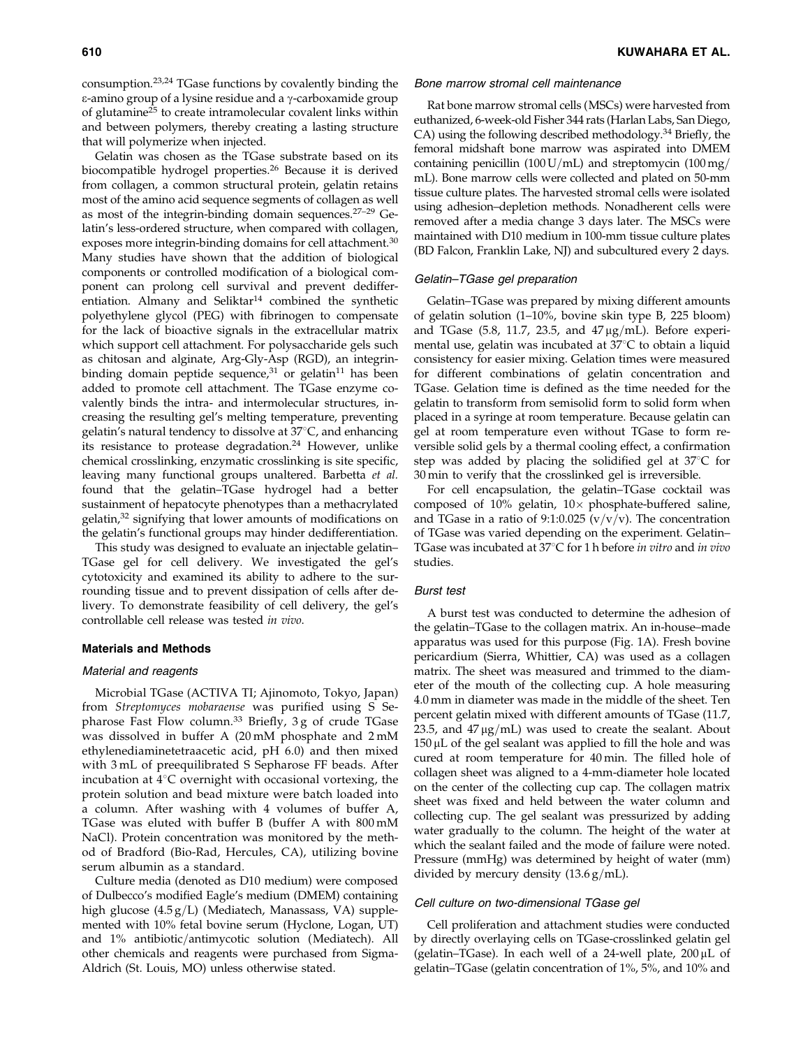consumption.[23,24] TGase functions by covalently binding the ε-amino group of a lysine residue and a γ-carboxamide group of glutamine[25] to create intramolecular covalent links within and between polymers, thereby creating a lasting structure that will polymerize when injected.

Gelatin was chosen as the TGase substrate based on its biocompatible hydrogel properties.[26] Because it is derived from collagen, a common structural protein, gelatin retains most of the amino acid sequence segments of collagen as well as most of the integrin-binding domain sequences.[27–29] Gelatin's less-ordered structure, when compared with collagen, exposes more integrin-binding domains for cell attachment.[30] Many studies have shown that the addition of biological components or controlled modification of a biological component can prolong cell survival and prevent dedifferentiation. Almany and Seliktar[14] combined the synthetic polyethylene glycol (PEG) with fibrinogen to compensate for the lack of bioactive signals in the extracellular matrix which support cell attachment. For polysaccharide gels such as chitosan and alginate, Arg-Gly-Asp (RGD), an integrin-binding domain peptide sequence,[31] or gelatin[11] has been added to promote cell attachment. The TGase enzyme covalently binds the intra- and intermolecular structures, increasing the resulting gel's melting temperature, preventing gelatin's natural tendency to dissolve at 37°C, and enhancing its resistance to protease degradation.[24] However, unlike chemical crosslinking, enzymatic crosslinking is site specific, leaving many functional groups unaltered. Barbetta *et al.* found that the gelatin–TGase hydrogel had a better sustainment of hepatocyte phenotypes than a methacrylated gelatin,[32] signifying that lower amounts of modifications on the gelatin's functional groups may hinder dedifferentiation.

This study was designed to evaluate an injectable gelatin–TGase gel for cell delivery. We investigated the gel's cytotoxicity and examined its ability to adhere to the surrounding tissue and to prevent dissipation of cells after delivery. To demonstrate feasibility of cell delivery, the gel's controllable cell release was tested *in vivo*.

## Materials and Methods

### Material and reagents

Microbial TGase (ACTIVA TI; Ajinomoto, Tokyo, Japan) from *Streptomyces mobaraense* was purified using S Sepharose Fast Flow column.[33] Briefly, 3 g of crude TGase was dissolved in buffer A (20 mM phosphate and 2 mM ethylenediaminetetraacetic acid, pH 6.0) and then mixed with 3 mL of preequilibrated S Sepharose FF beads. After incubation at 4°C overnight with occasional vortexing, the protein solution and bead mixture were batch loaded into a column. After washing with 4 volumes of buffer A, TGase was eluted with buffer B (buffer A with 800 mM NaCl). Protein concentration was monitored by the method of Bradford (Bio-Rad, Hercules, CA), utilizing bovine serum albumin as a standard.

Culture media (denoted as D10 medium) were composed of Dulbecco's modified Eagle's medium (DMEM) containing high glucose (4.5 g/L) (Mediatech, Manassass, VA) supplemented with 10% fetal bovine serum (Hyclone, Logan, UT) and 1% antibiotic/antimycotic solution (Mediatech). All other chemicals and reagents were purchased from Sigma-Aldrich (St. Louis, MO) unless otherwise stated.

### Bone marrow stromal cell maintenance

Rat bone marrow stromal cells (MSCs) were harvested from euthanized, 6-week-old Fisher 344 rats (Harlan Labs, San Diego, CA) using the following described methodology.[34] Briefly, the femoral midshaft bone marrow was aspirated into DMEM containing penicillin (100 U/mL) and streptomycin (100 mg/mL). Bone marrow cells were collected and plated on 50-mm tissue culture plates. The harvested stromal cells were isolated using adhesion–depletion methods. Nonadherent cells were removed after a media change 3 days later. The MSCs were maintained with D10 medium in 100-mm tissue culture plates (BD Falcon, Franklin Lake, NJ) and subcultured every 2 days.

### Gelatin–TGase gel preparation

Gelatin–TGase was prepared by mixing different amounts of gelatin solution (1–10%, bovine skin type B, 225 bloom) and TGase (5.8, 11.7, 23.5, and 47 μg/mL). Before experimental use, gelatin was incubated at 37°C to obtain a liquid consistency for easier mixing. Gelation times were measured for different combinations of gelatin concentration and TGase. Gelation time is defined as the time needed for the gelatin to transform from semisolid form to solid form when placed in a syringe at room temperature. Because gelatin can gel at room temperature even without TGase to form reversible solid gels by a thermal cooling effect, a confirmation step was added by placing the solidified gel at 37°C for 30 min to verify that the crosslinked gel is irreversible.

For cell encapsulation, the gelatin–TGase cocktail was composed of 10% gelatin, 10× phosphate-buffered saline, and TGase in a ratio of 9:1:0.025 (v/v/v). The concentration of TGase was varied depending on the experiment. Gelatin–TGase was incubated at 37°C for 1 h before *in vitro* and *in vivo* studies.

### Burst test

A burst test was conducted to determine the adhesion of the gelatin–TGase to the collagen matrix. An in-house–made apparatus was used for this purpose (Fig. 1A). Fresh bovine pericardium (Sierra, Whittier, CA) was used as a collagen matrix. The sheet was measured and trimmed to the diameter of the mouth of the collecting cup. A hole measuring 4.0 mm in diameter was made in the middle of the sheet. Ten percent gelatin mixed with different amounts of TGase (11.7, 23.5, and 47 μg/mL) was used to create the sealant. About 150 μL of the gel sealant was applied to fill the hole and was cured at room temperature for 40 min. The filled hole of collagen sheet was aligned to a 4-mm-diameter hole located on the center of the collecting cup cap. The collagen matrix sheet was fixed and held between the water column and collecting cup. The gel sealant was pressurized by adding water gradually to the column. The height of the water at which the sealant failed and the mode of failure were noted. Pressure (mmHg) was determined by height of water (mm) divided by mercury density (13.6 g/mL).

### Cell culture on two-dimensional TGase gel

Cell proliferation and attachment studies were conducted by directly overlaying cells on TGase-crosslinked gelatin gel (gelatin–TGase). In each well of a 24-well plate, 200 μL of gelatin–TGase (gelatin concentration of 1%, 5%, and 10% and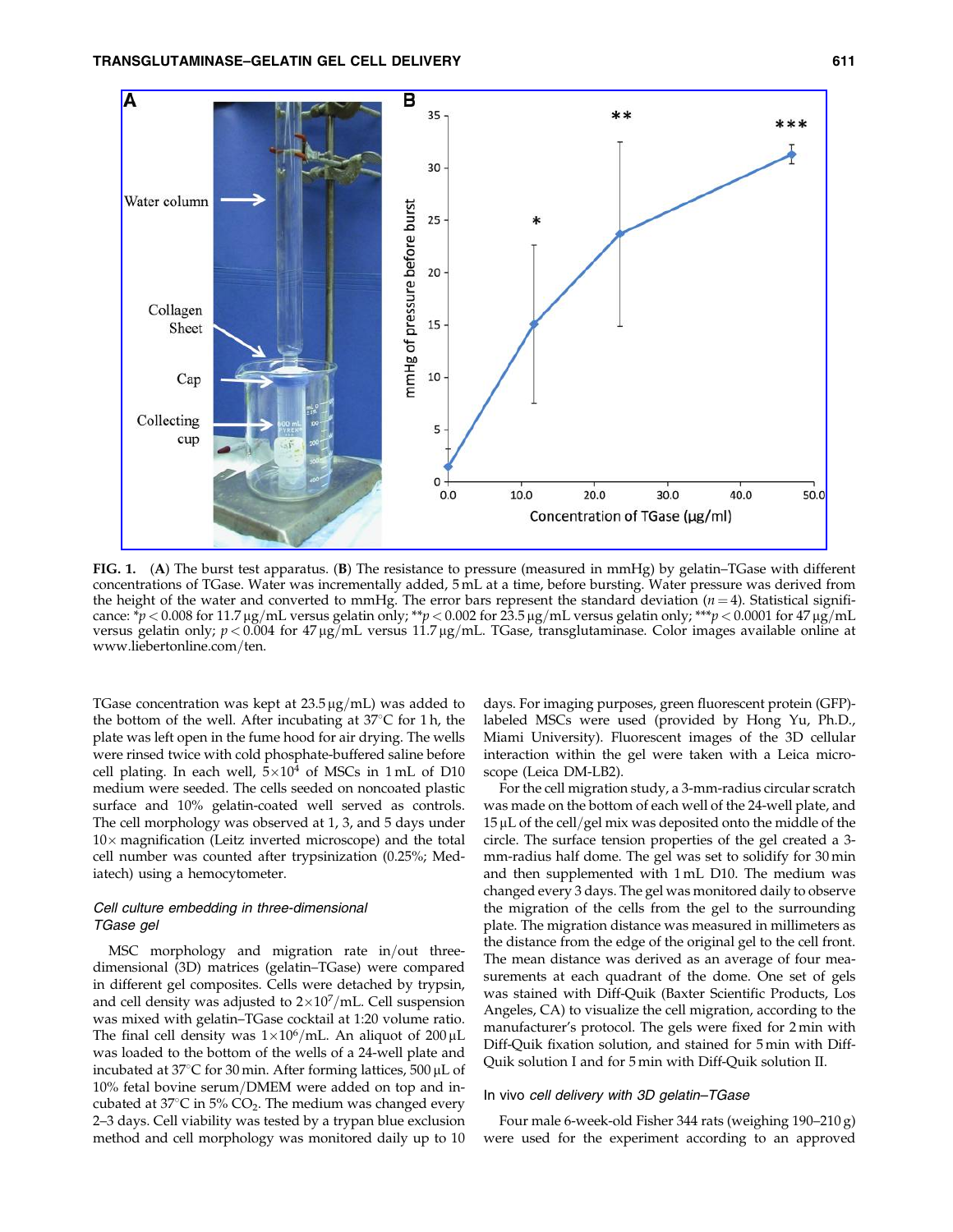FIG. 1. (**A**) The burst test apparatus. (**B**) The resistance to pressure (measured in mmHg) by gelatin–TGase with different concentrations of TGase. Water was incrementally added, 5 mL at a time, before bursting. Water pressure was derived from the height of the water and converted to mmHg. The error bars represent the standard deviation ($n = 4$). Statistical significance: *$p < 0.008$ for 11.7 μg/mL versus gelatin only; **$p < 0.002$ for 23.5 μg/mL versus gelatin only; ***$p < 0.0001$ for 47 μg/mL versus gelatin only; $p < 0.004$ for 47 μg/mL versus 11.7 μg/mL. TGase, transglutaminase. Color images available online at www.liebertonline.com/ten.

TGase concentration was kept at 23.5 μg/mL) was added to the bottom of the well. After incubating at 37°C for 1 h, the plate was left open in the fume hood for air drying. The wells were rinsed twice with cold phosphate-buffered saline before cell plating. In each well, $5 \times 10^4$ of MSCs in 1 mL of D10 medium were seeded. The cells seeded on noncoated plastic surface and 10% gelatin-coated well served as controls. The cell morphology was observed at 1, 3, and 5 days under 10× magnification (Leitz inverted microscope) and the total cell number was counted after trypsinization (0.25%; Mediatech) using a hemocytometer.

### *Cell culture embedding in three-dimensional TGase gel*

MSC morphology and migration rate in/out three-dimensional (3D) matrices (gelatin–TGase) were compared in different gel composites. Cells were detached by trypsin, and cell density was adjusted to $2 \times 10^7$/mL. Cell suspension was mixed with gelatin–TGase cocktail at 1:20 volume ratio. The final cell density was $1 \times 10^6$/mL. An aliquot of 200 μL was loaded to the bottom of the wells of a 24-well plate and incubated at 37°C for 30 min. After forming lattices, 500 μL of 10% fetal bovine serum/DMEM were added on top and incubated at 37°C in 5% $CO_2$. The medium was changed every 2–3 days. Cell viability was tested by a trypan blue exclusion method and cell morphology was monitored daily up to 10 days. For imaging purposes, green fluorescent protein (GFP)-labeled MSCs were used (provided by Hong Yu, Ph.D., Miami University). Fluorescent images of the 3D cellular interaction within the gel were taken with a Leica microscope (Leica DM-LB2).

For the cell migration study, a 3-mm-radius circular scratch was made on the bottom of each well of the 24-well plate, and 15 μL of the cell/gel mix was deposited onto the middle of the circle. The surface tension properties of the gel created a 3-mm-radius half dome. The gel was set to solidify for 30 min and then supplemented with 1 mL D10. The medium was changed every 3 days. The gel was monitored daily to observe the migration of the cells from the gel to the surrounding plate. The migration distance was measured in millimeters as the distance from the edge of the original gel to the cell front. The mean distance was derived as an average of four measurements at each quadrant of the dome. One set of gels was stained with Diff-Quik (Baxter Scientific Products, Los Angeles, CA) to visualize the cell migration, according to the manufacturer's protocol. The gels were fixed for 2 min with Diff-Quik fixation solution, and stained for 5 min with Diff-Quik solution I and for 5 min with Diff-Quik solution II.

### *In vivo cell delivery with 3D gelatin–TGase*

Four male 6-week-old Fisher 344 rats (weighing 190–210 g) were used for the experiment according to an approved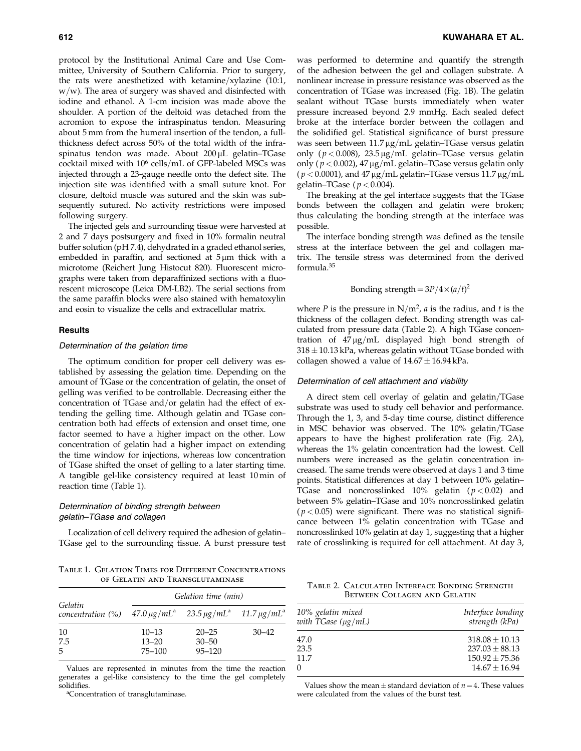protocol by the Institutional Animal Care and Use Committee, University of Southern California. Prior to surgery, the rats were anesthetized with ketamine/xylazine (10:1, w/w). The area of surgery was shaved and disinfected with iodine and ethanol. A 1-cm incision was made above the shoulder. A portion of the deltoid was detached from the acromion to expose the infraspinatus tendon. Measuring about 5 mm from the humeral insertion of the tendon, a full-thickness defect across 50% of the total width of the infraspinatus tendon was made. About 200 μL gelatin–TGase cocktail mixed with $10^6$ cells/mL of GFP-labeled MSCs was injected through a 23-gauge needle onto the defect site. The injection site was identified with a small suture knot. For closure, deltoid muscle was sutured and the skin was subsequently sutured. No activity restrictions were imposed following surgery.

The injected gels and surrounding tissue were harvested at 2 and 7 days postsurgery and fixed in 10% formalin neutral buffer solution (pH 7.4), dehydrated in a graded ethanol series, embedded in paraffin, and sectioned at 5 μm thick with a microtome (Reichert Jung Histocut 820). Fluorescent micrographs were taken from deparaffinized sections with a fluorescent microscope (Leica DM-LB2). The serial sections from the same paraffin blocks were also stained with hematoxylin and eosin to visualize the cells and extracellular matrix.

## Results

### *Determination of the gelation time*

The optimum condition for proper cell delivery was established by assessing the gelation time. Depending on the amount of TGase or the concentration of gelatin, the onset of gelling was verified to be controllable. Decreasing either the concentration of TGase and/or gelatin had the effect of extending the gelling time. Although gelatin and TGase concentration both had effects of extension and onset time, one factor seemed to have a higher impact on the other. Low concentration of gelatin had a higher impact on extending the time window for injections, whereas low concentration of TGase shifted the onset of gelling to a later starting time. A tangible gel-like consistency required at least 10 min of reaction time (Table 1).

Table 1. Gelation Times for Different Concentrations of Gelatin and Transglutaminase

| Gelatin concentration (%) | Gelation time (min) | | |
|---|---|---|---|
| | 47.0 μg/mL[a] | 23.5 μg/mL[a] | 11.7 μg/mL[a] |
| 10 | 10–13 | 20–25 | 30–42 |
| 7.5 | 13–20 | 30–50 | |
| 5 | 75–100 | 95–120 | |

Values are represented in minutes from the time the reaction generates a gel-like consistency to the time the gel completely solidifies.

[a]Concentration of transglutaminase.

### *Determination of binding strength between gelatin–TGase and collagen*

Localization of cell delivery required the adhesion of gelatin–TGase gel to the surrounding tissue. A burst pressure test was performed to determine and quantify the strength of the adhesion between the gel and collagen substrate. A nonlinear increase in pressure resistance was observed as the concentration of TGase was increased (Fig. 1B). The gelatin sealant without TGase bursts immediately when water pressure increased beyond 2.9 mmHg. Each sealed defect broke at the interface border between the collagen and the solidified gel. Statistical significance of burst pressure was seen between 11.7 μg/mL gelatin–TGase versus gelatin only ($p < 0.008$), 23.5 μg/mL gelatin–TGase versus gelatin only ($p < 0.002$), 47 μg/mL gelatin–TGase versus gelatin only ($p < 0.0001$), and 47 μg/mL gelatin–TGase versus 11.7 μg/mL gelatin–TGase ($p < 0.004$).

The breaking at the gel interface suggests that the TGase bonds between the collagen and gelatin were broken; thus calculating the bonding strength at the interface was possible.

The interface bonding strength was defined as the tensile stress at the interface between the gel and collagen matrix. The tensile stress was determined from the derived formula.[35]

$$\text{Bonding strength} = 3P/4 \times (a/t)^2$$

where $P$ is the pressure in N/m$^2$, $a$ is the radius, and $t$ is the thickness of the collagen defect. Bonding strength was calculated from pressure data (Table 2). A high TGase concentration of 47 μg/mL displayed high bond strength of 318 ± 10.13 kPa, whereas gelatin without TGase bonded with collagen showed a value of 14.67 ± 16.94 kPa.

Table 2. Calculated Interface Bonding Strength Between Collagen and Gelatin

| 10% gelatin mixed with TGase (μg/mL) | Interface bonding strength (kPa) |
|---|---|
| 47.0 | 318.08 ± 10.13 |
| 23.5 | 237.03 ± 88.13 |
| 11.7 | 150.92 ± 75.36 |
| 0 | 14.67 ± 16.94 |

Values show the mean ± standard deviation of $n = 4$. These values were calculated from the values of the burst test.

### *Determination of cell attachment and viability*

A direct stem cell overlay of gelatin and gelatin/TGase substrate was used to study cell behavior and performance. Through the 1, 3, and 5-day time course, distinct difference in MSC behavior was observed. The 10% gelatin/TGase appears to have the highest proliferation rate (Fig. 2A), whereas the 1% gelatin concentration had the lowest. Cell numbers were increased as the gelatin concentration increased. The same trends were observed at days 1 and 3 time points. Statistical differences at day 1 between 10% gelatin–TGase and noncrosslinked 10% gelatin ($p < 0.02$) and between 5% gelatin–TGase and 10% noncrosslinked gelatin ($p < 0.05$) were significant. There was no statistical significance between 1% gelatin concentration with TGase and noncrosslinked 10% gelatin at day 1, suggesting that a higher rate of crosslinking is required for cell attachment. At day 3,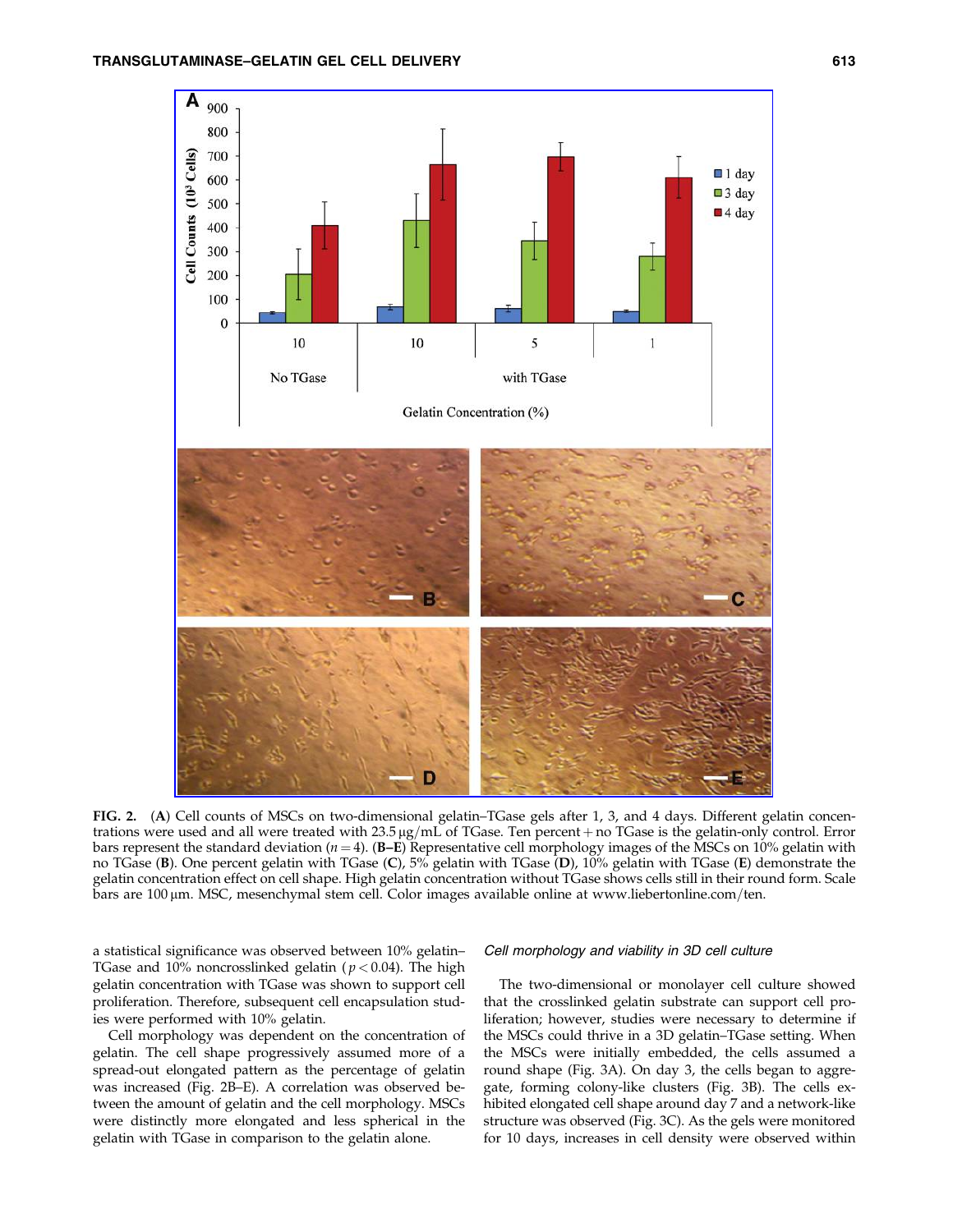FIG. 2. (**A**) Cell counts of MSCs on two-dimensional gelatin–TGase gels after 1, 3, and 4 days. Different gelatin concentrations were used and all were treated with 23.5 μg/mL of TGase. Ten percent + no TGase is the gelatin-only control. Error bars represent the standard deviation ($n = 4$). (**B–E**) Representative cell morphology images of the MSCs on 10% gelatin with no TGase (**B**). One percent gelatin with TGase (**C**), 5% gelatin with TGase (**D**), 10% gelatin with TGase (**E**) demonstrate the gelatin concentration effect on cell shape. High gelatin concentration without TGase shows cells still in their round form. Scale bars are 100 μm. MSC, mesenchymal stem cell. Color images available online at www.liebertonline.com/ten.

a statistical significance was observed between 10% gelatin–TGase and 10% noncrosslinked gelatin ($p < 0.04$). The high gelatin concentration with TGase was shown to support cell proliferation. Therefore, subsequent cell encapsulation studies were performed with 10% gelatin.

Cell morphology was dependent on the concentration of gelatin. The cell shape progressively assumed more of a spread-out elongated pattern as the percentage of gelatin was increased (Fig. 2B–E). A correlation was observed between the amount of gelatin and the cell morphology. MSCs were distinctly more elongated and less spherical in the gelatin with TGase in comparison to the gelatin alone.

### *Cell morphology and viability in 3D cell culture*

The two-dimensional or monolayer cell culture showed that the crosslinked gelatin substrate can support cell proliferation; however, studies were necessary to determine if the MSCs could thrive in a 3D gelatin–TGase setting. When the MSCs were initially embedded, the cells assumed a round shape (Fig. 3A). On day 3, the cells began to aggregate, forming colony-like clusters (Fig. 3B). The cells exhibited elongated cell shape around day 7 and a network-like structure was observed (Fig. 3C). As the gels were monitored for 10 days, increases in cell density were observed within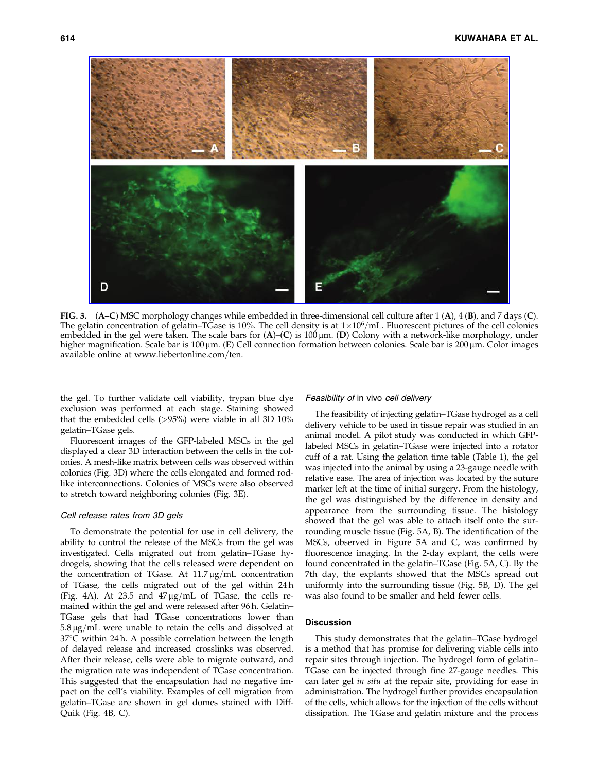**FIG. 3.** (**A–C**) MSC morphology changes while embedded in three-dimensional cell culture after 1 (**A**), 4 (**B**), and 7 days (**C**). The gelatin concentration of gelatin–TGase is 10%. The cell density is at $1 \times 10^6$/mL. Fluorescent pictures of the cell colonies embedded in the gel were taken. The scale bars for (**A**)–(**C**) is 100 μm. (**D**) Colony with a network-like morphology, under higher magnification. Scale bar is 100 μm. (**E**) Cell connection formation between colonies. Scale bar is 200 μm. Color images available online at www.liebertonline.com/ten.

the gel. To further validate cell viability, trypan blue dye exclusion was performed at each stage. Staining showed that the embedded cells (>95%) were viable in all 3D 10% gelatin–TGase gels.

Fluorescent images of the GFP-labeled MSCs in the gel displayed a clear 3D interaction between the cells in the colonies. A mesh-like matrix between cells was observed within colonies (Fig. 3D) where the cells elongated and formed rod-like interconnections. Colonies of MSCs were also observed to stretch toward neighboring colonies (Fig. 3E).

### *Cell release rates from 3D gels*

To demonstrate the potential for use in cell delivery, the ability to control the release of the MSCs from the gel was investigated. Cells migrated out from gelatin–TGase hydrogels, showing that the cells released were dependent on the concentration of TGase. At 11.7 μg/mL concentration of TGase, the cells migrated out of the gel within 24 h (Fig. 4A). At 23.5 and 47 μg/mL of TGase, the cells remained within the gel and were released after 96 h. Gelatin–TGase gels that had TGase concentrations lower than 5.8 μg/mL were unable to retain the cells and dissolved at 37°C within 24 h. A possible correlation between the length of delayed release and increased crosslinks was observed. After their release, cells were able to migrate outward, and the migration rate was independent of TGase concentration. This suggested that the encapsulation had no negative impact on the cell's viability. Examples of cell migration from gelatin–TGase are shown in gel domes stained with Diff-Quik (Fig. 4B, C).

### *Feasibility of* in vivo *cell delivery*

The feasibility of injecting gelatin–TGase hydrogel as a cell delivery vehicle to be used in tissue repair was studied in an animal model. A pilot study was conducted in which GFP-labeled MSCs in gelatin–TGase were injected into a rotator cuff of a rat. Using the gelation time table (Table 1), the gel was injected into the animal by using a 23-gauge needle with relative ease. The area of injection was located by the suture marker left at the time of initial surgery. From the histology, the gel was distinguished by the difference in density and appearance from the surrounding tissue. The histology showed that the gel was able to attach itself onto the surrounding muscle tissue (Fig. 5A, B). The identification of the MSCs, observed in Figure 5A and C, was confirmed by fluorescence imaging. In the 2-day explant, the cells were found concentrated in the gelatin–TGase (Fig. 5A, C). By the 7th day, the explants showed that the MSCs spread out uniformly into the surrounding tissue (Fig. 5B, D). The gel was also found to be smaller and held fewer cells.

## Discussion

This study demonstrates that the gelatin–TGase hydrogel is a method that has promise for delivering viable cells into repair sites through injection. The hydrogel form of gelatin–TGase can be injected through fine 27-gauge needles. This can later gel *in situ* at the repair site, providing for ease in administration. The hydrogel further provides encapsulation of the cells, which allows for the injection of the cells without dissipation. The TGase and gelatin mixture and the process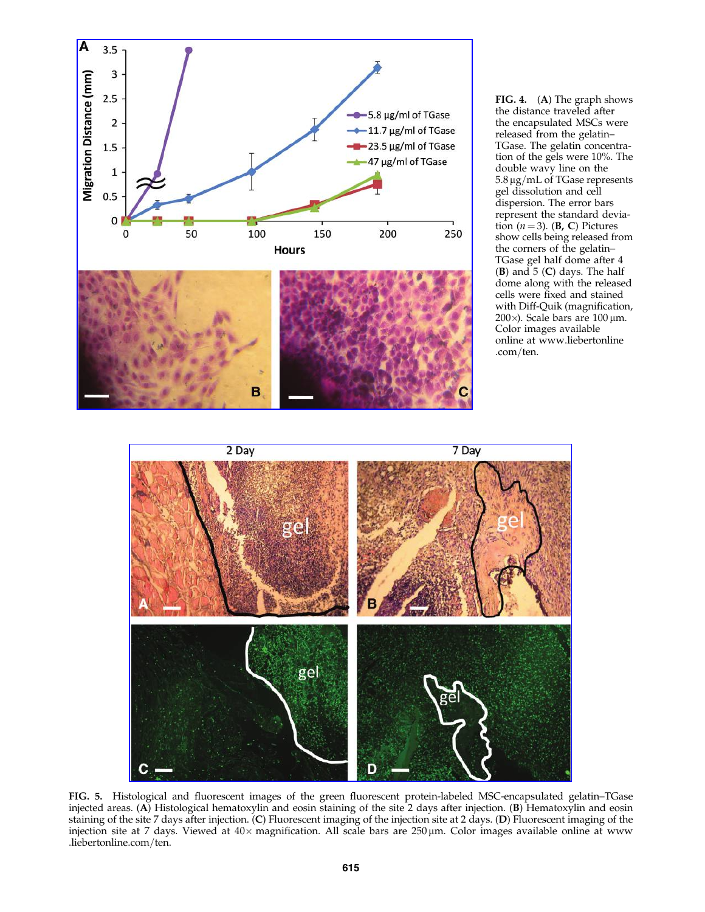**FIG. 4.** (**A**) The graph shows the distance traveled after the encapsulated MSCs were released from the gelatin–TGase. The gelatin concentration of the gels were 10%. The double wavy line on the 5.8 μg/mL of TGase represents gel dissolution and cell dispersion. The error bars represent the standard deviation ($n = 3$). (**B, C**) Pictures show cells being released from the corners of the gelatin–TGase gel half dome after 4 (**B**) and 5 (**C**) days. The half dome along with the released cells were fixed and stained with Diff-Quik (magnification, 200×). Scale bars are 100 μm. Color images available online at www.liebertonline.com/ten.

**FIG. 5.** Histological and fluorescent images of the green fluorescent protein-labeled MSC-encapsulated gelatin–TGase injected areas. (**A**) Histological hematoxylin and eosin staining of the site 2 days after injection. (**B**) Hematoxylin and eosin staining of the site 7 days after injection. (**C**) Fluorescent imaging of the injection site at 2 days. (**D**) Fluorescent imaging of the injection site at 7 days. Viewed at 40× magnification. All scale bars are 250 μm. Color images available online at www.liebertonline.com/ten.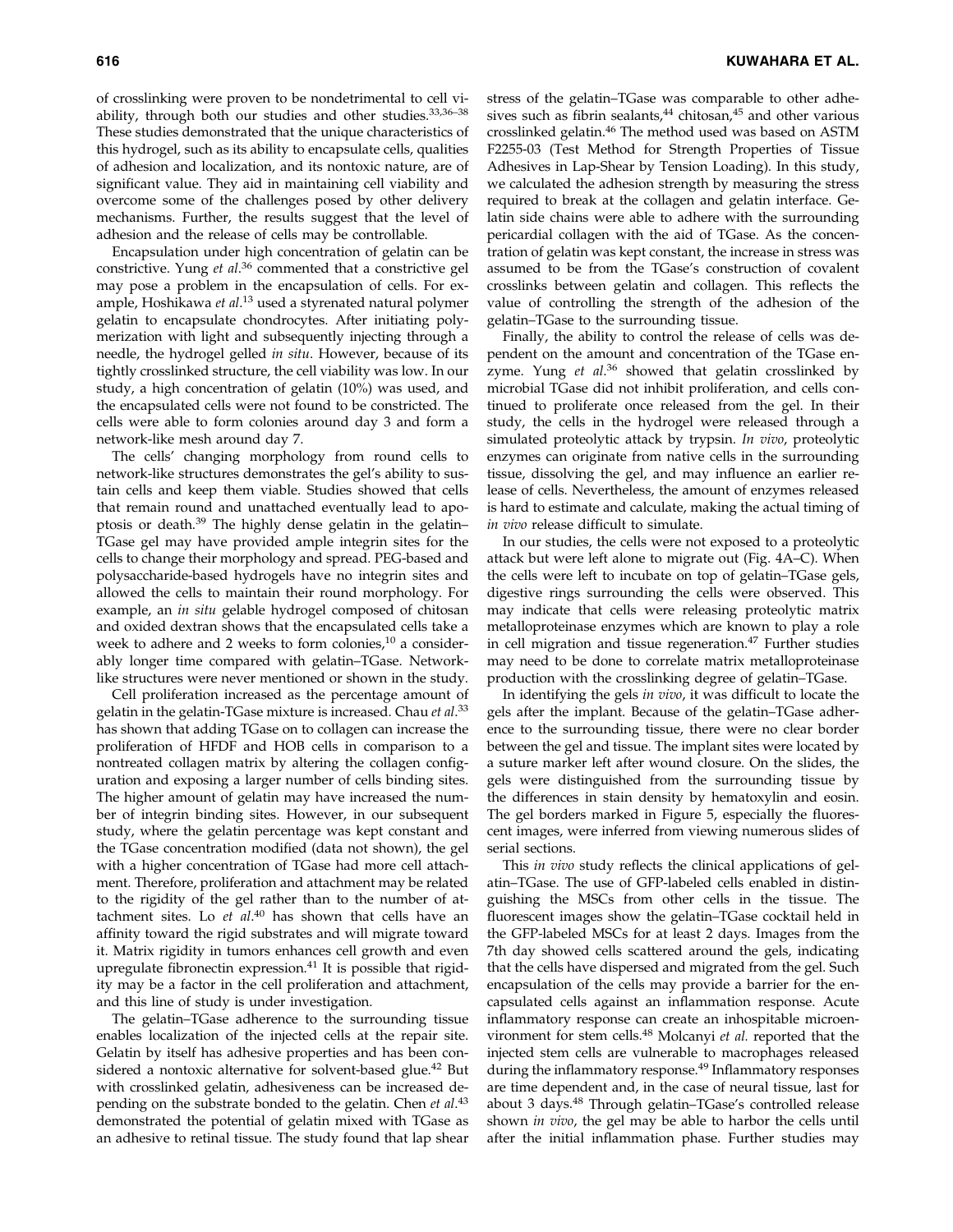of crosslinking were proven to be nondetrimental to cell viability, through both our studies and other studies.[33,36–38] These studies demonstrated that the unique characteristics of this hydrogel, such as its ability to encapsulate cells, qualities of adhesion and localization, and its nontoxic nature, are of significant value. They aid in maintaining cell viability and overcome some of the challenges posed by other delivery mechanisms. Further, the results suggest that the level of adhesion and the release of cells may be controllable.

Encapsulation under high concentration of gelatin can be constrictive. Yung *et al*.[36] commented that a constrictive gel may pose a problem in the encapsulation of cells. For example, Hoshikawa *et al*.[13] used a styrenated natural polymer gelatin to encapsulate chondrocytes. After initiating polymerization with light and subsequently injecting through a needle, the hydrogel gelled *in situ*. However, because of its tightly crosslinked structure, the cell viability was low. In our study, a high concentration of gelatin (10%) was used, and the encapsulated cells were not found to be constricted. The cells were able to form colonies around day 3 and form a network-like mesh around day 7.

The cells' changing morphology from round cells to network-like structures demonstrates the gel's ability to sustain cells and keep them viable. Studies showed that cells that remain round and unattached eventually lead to apoptosis or death.[39] The highly dense gelatin in the gelatin–TGase gel may have provided ample integrin sites for the cells to change their morphology and spread. PEG-based and polysaccharide-based hydrogels have no integrin sites and allowed the cells to maintain their round morphology. For example, an *in situ* gelable hydrogel composed of chitosan and oxided dextran shows that the encapsulated cells take a week to adhere and 2 weeks to form colonies,[10] a considerably longer time compared with gelatin–TGase. Network-like structures were never mentioned or shown in the study.

Cell proliferation increased as the percentage amount of gelatin in the gelatin-TGase mixture is increased. Chau *et al*.[33] has shown that adding TGase on to collagen can increase the proliferation of HFDF and HOB cells in comparison to a nontreated collagen matrix by altering the collagen configuration and exposing a larger number of cells binding sites. The higher amount of gelatin may have increased the number of integrin binding sites. However, in our subsequent study, where the gelatin percentage was kept constant and the TGase concentration modified (data not shown), the gel with a higher concentration of TGase had more cell attachment. Therefore, proliferation and attachment may be related to the rigidity of the gel rather than to the number of attachment sites. Lo *et al*.[40] has shown that cells have an affinity toward the rigid substrates and will migrate toward it. Matrix rigidity in tumors enhances cell growth and even upregulate fibronectin expression.[41] It is possible that rigidity may be a factor in the cell proliferation and attachment, and this line of study is under investigation.

The gelatin–TGase adherence to the surrounding tissue enables localization of the injected cells at the repair site. Gelatin by itself has adhesive properties and has been considered a nontoxic alternative for solvent-based glue.[42] But with crosslinked gelatin, adhesiveness can be increased depending on the substrate bonded to the gelatin. Chen *et al*.[43] demonstrated the potential of gelatin mixed with TGase as an adhesive to retinal tissue. The study found that lap shear stress of the gelatin–TGase was comparable to other adhesives such as fibrin sealants,[44] chitosan,[45] and other various crosslinked gelatin.[46] The method used was based on ASTM F2255-03 (Test Method for Strength Properties of Tissue Adhesives in Lap-Shear by Tension Loading). In this study, we calculated the adhesion strength by measuring the stress required to break at the collagen and gelatin interface. Gelatin side chains were able to adhere with the surrounding pericardial collagen with the aid of TGase. As the concentration of gelatin was kept constant, the increase in stress was assumed to be from the TGase's construction of covalent crosslinks between gelatin and collagen. This reflects the value of controlling the strength of the adhesion of the gelatin–TGase to the surrounding tissue.

Finally, the ability to control the release of cells was dependent on the amount and concentration of the TGase enzyme. Yung *et al*.[36] showed that gelatin crosslinked by microbial TGase did not inhibit proliferation, and cells continued to proliferate once released from the gel. In their study, the cells in the hydrogel were released through a simulated proteolytic attack by trypsin. *In vivo*, proteolytic enzymes can originate from native cells in the surrounding tissue, dissolving the gel, and may influence an earlier release of cells. Nevertheless, the amount of enzymes released is hard to estimate and calculate, making the actual timing of *in vivo* release difficult to simulate.

In our studies, the cells were not exposed to a proteolytic attack but were left alone to migrate out (Fig. 4A–C). When the cells were left to incubate on top of gelatin–TGase gels, digestive rings surrounding the cells were observed. This may indicate that cells were releasing proteolytic matrix metalloproteinase enzymes which are known to play a role in cell migration and tissue regeneration.[47] Further studies may need to be done to correlate matrix metalloproteinase production with the crosslinking degree of gelatin–TGase.

In identifying the gels *in vivo*, it was difficult to locate the gels after the implant. Because of the gelatin–TGase adherence to the surrounding tissue, there were no clear border between the gel and tissue. The implant sites were located by a suture marker left after wound closure. On the slides, the gels were distinguished from the surrounding tissue by the differences in stain density by hematoxylin and eosin. The gel borders marked in Figure 5, especially the fluorescent images, were inferred from viewing numerous slides of serial sections.

This *in vivo* study reflects the clinical applications of gelatin–TGase. The use of GFP-labeled cells enabled in distinguishing the MSCs from other cells in the tissue. The fluorescent images show the gelatin–TGase cocktail held in the GFP-labeled MSCs for at least 2 days. Images from the 7th day showed cells scattered around the gels, indicating that the cells have dispersed and migrated from the gel. Such encapsulation of the cells may provide a barrier for the encapsulated cells against an inflammation response. Acute inflammatory response can create an inhospitable microenvironment for stem cells.[48] Molcanyi *et al.* reported that the injected stem cells are vulnerable to macrophages released during the inflammatory response.[49] Inflammatory responses are time dependent and, in the case of neural tissue, last for about 3 days.[48] Through gelatin–TGase's controlled release shown *in vivo*, the gel may be able to harbor the cells until after the initial inflammation phase. Further studies may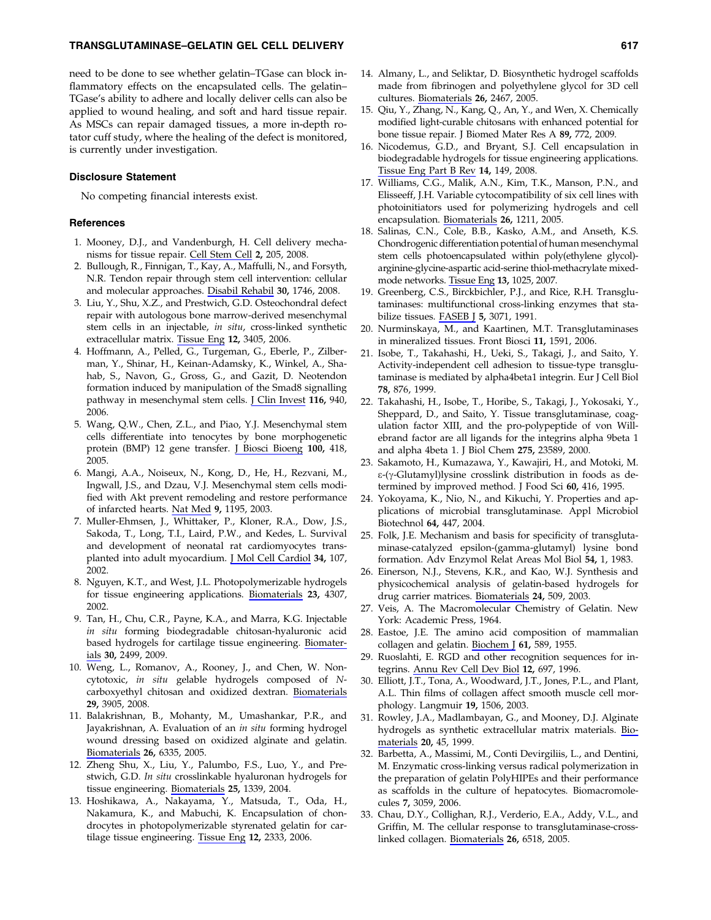need to be done to see whether gelatin–TGase can block inflammatory effects on the encapsulated cells. The gelatin–TGase's ability to adhere and locally deliver cells can also be applied to wound healing, and soft and hard tissue repair. As MSCs can repair damaged tissues, a more in-depth rotator cuff study, where the healing of the defect is monitored, is currently under investigation.

### Disclosure Statement

No competing financial interests exist.

### References

1. Mooney, D.J., and Vandenburgh, H. Cell delivery mechanisms for tissue repair. Cell Stem Cell **2,** 205, 2008.
2. Bullough, R., Finnigan, T., Kay, A., Maffulli, N., and Forsyth, N.R. Tendon repair through stem cell intervention: cellular and molecular approaches. Disabil Rehabil **30,** 1746, 2008.
3. Liu, Y., Shu, X.Z., and Prestwich, G.D. Osteochondral defect repair with autologous bone marrow-derived mesenchymal stem cells in an injectable, *in situ*, cross-linked synthetic extracellular matrix. Tissue Eng **12,** 3405, 2006.
4. Hoffmann, A., Pelled, G., Turgeman, G., Eberle, P., Zilberman, Y., Shinar, H., Keinan-Adamsky, K., Winkel, A., Shahab, S., Navon, G., Gross, G., and Gazit, D. Neotendon formation induced by manipulation of the Smad8 signalling pathway in mesenchymal stem cells. J Clin Invest **116,** 940, 2006.
5. Wang, Q.W., Chen, Z.L., and Piao, Y.J. Mesenchymal stem cells differentiate into tenocytes by bone morphogenetic protein (BMP) 12 gene transfer. J Biosci Bioeng **100,** 418, 2005.
6. Mangi, A.A., Noiseux, N., Kong, D., He, H., Rezvani, M., Ingwall, J.S., and Dzau, V.J. Mesenchymal stem cells modified with Akt prevent remodeling and restore performance of infarcted hearts. Nat Med **9,** 1195, 2003.
7. Muller-Ehmsen, J., Whittaker, P., Kloner, R.A., Dow, J.S., Sakoda, T., Long, T.I., Laird, P.W., and Kedes, L. Survival and development of neonatal rat cardiomyocytes transplanted into adult myocardium. J Mol Cell Cardiol **34,** 107, 2002.
8. Nguyen, K.T., and West, J.L. Photopolymerizable hydrogels for tissue engineering applications. Biomaterials **23,** 4307, 2002.
9. Tan, H., Chu, C.R., Payne, K.A., and Marra, K.G. Injectable *in situ* forming biodegradable chitosan-hyaluronic acid based hydrogels for cartilage tissue engineering. Biomaterials **30,** 2499, 2009.
10. Weng, L., Romanov, A., Rooney, J., and Chen, W. Non-cytotoxic, *in situ* gelable hydrogels composed of *N*-carboxyethyl chitosan and oxidized dextran. Biomaterials **29,** 3905, 2008.
11. Balakrishnan, B., Mohanty, M., Umashankar, P.R., and Jayakrishnan, A. Evaluation of an *in situ* forming hydrogel wound dressing based on oxidized alginate and gelatin. Biomaterials **26,** 6335, 2005.
12. Zheng Shu, X., Liu, Y., Palumbo, F.S., Luo, Y., and Prestwich, G.D. *In situ* crosslinkable hyaluronan hydrogels for tissue engineering. Biomaterials **25,** 1339, 2004.
13. Hoshikawa, A., Nakayama, Y., Matsuda, T., Oda, H., Nakamura, K., and Mabuchi, K. Encapsulation of chondrocytes in photopolymerizable styrenated gelatin for cartilage tissue engineering. Tissue Eng **12,** 2333, 2006.
14. Almany, L., and Seliktar, D. Biosynthetic hydrogel scaffolds made from fibrinogen and polyethylene glycol for 3D cell cultures. Biomaterials **26,** 2467, 2005.
15. Qiu, Y., Zhang, N., Kang, Q., An, Y., and Wen, X. Chemically modified light-curable chitosans with enhanced potential for bone tissue repair. J Biomed Mater Res A **89,** 772, 2009.
16. Nicodemus, G.D., and Bryant, S.J. Cell encapsulation in biodegradable hydrogels for tissue engineering applications. Tissue Eng Part B Rev **14,** 149, 2008.
17. Williams, C.G., Malik, A.N., Kim, T.K., Manson, P.N., and Elisseeff, J.H. Variable cytocompatibility of six cell lines with photoinitiators used for polymerizing hydrogels and cell encapsulation. Biomaterials **26,** 1211, 2005.
18. Salinas, C.N., Cole, B.B., Kasko, A.M., and Anseth, K.S. Chondrogenic differentiation potential of human mesenchymal stem cells photoencapsulated within poly(ethylene glycol)-arginine-glycine-aspartic acid-serine thiol-methacrylate mixed-mode networks. Tissue Eng **13,** 1025, 2007.
19. Greenberg, C.S., Birckbichler, P.J., and Rice, R.H. Transglutaminases: multifunctional cross-linking enzymes that stabilize tissues. FASEB J **5,** 3071, 1991.
20. Nurminskaya, M., and Kaartinen, M.T. Transglutaminases in mineralized tissues. Front Biosci **11,** 1591, 2006.
21. Isobe, T., Takahashi, H., Ueki, S., Takagi, J., and Saito, Y. Activity-independent cell adhesion to tissue-type transglutaminase is mediated by alpha4beta1 integrin. Eur J Cell Biol **78,** 876, 1999.
22. Takahashi, H., Isobe, T., Horibe, S., Takagi, J., Yokosaki, Y., Sheppard, D., and Saito, Y. Tissue transglutaminase, coagulation factor XIII, and the pro-polypeptide of von Willebrand factor are all ligands for the integrins alpha 9beta 1 and alpha 4beta 1. J Biol Chem **275,** 23589, 2000.
23. Sakamoto, H., Kumazawa, Y., Kawajiri, H., and Motoki, M. ε-(γ-Glutamyl)lysine crosslink distribution in foods as determined by improved method. J Food Sci **60,** 416, 1995.
24. Yokoyama, K., Nio, N., and Kikuchi, Y. Properties and applications of microbial transglutaminase. Appl Microbiol Biotechnol **64,** 447, 2004.
25. Folk, J.E. Mechanism and basis for specificity of transglutaminase-catalyzed epsilon-(gamma-glutamyl) lysine bond formation. Adv Enzymol Relat Areas Mol Biol **54,** 1, 1983.
26. Einerson, N.J., Stevens, K.R., and Kao, W.J. Synthesis and physicochemical analysis of gelatin-based hydrogels for drug carrier matrices. Biomaterials **24,** 509, 2003.
27. Veis, A. The Macromolecular Chemistry of Gelatin. New York: Academic Press, 1964.
28. Eastoe, J.E. The amino acid composition of mammalian collagen and gelatin. Biochem J **61,** 589, 1955.
29. Ruoslahti, E. RGD and other recognition sequences for integrins. Annu Rev Cell Dev Biol **12,** 697, 1996.
30. Elliott, J.T., Tona, A., Woodward, J.T., Jones, P.L., and Plant, A.L. Thin films of collagen affect smooth muscle cell morphology. Langmuir **19,** 1506, 2003.
31. Rowley, J.A., Madlambayan, G., and Mooney, D.J. Alginate hydrogels as synthetic extracellular matrix materials. Biomaterials **20,** 45, 1999.
32. Barbetta, A., Massimi, M., Conti Devirgiliis, L., and Dentini, M. Enzymatic cross-linking versus radical polymerization in the preparation of gelatin PolyHIPEs and their performance as scaffolds in the culture of hepatocytes. Biomacromolecules **7,** 3059, 2006.
33. Chau, D.Y., Collighan, R.J., Verderio, E.A., Addy, V.L., and Griffin, M. The cellular response to transglutaminase-cross-linked collagen. Biomaterials **26,** 6518, 2005.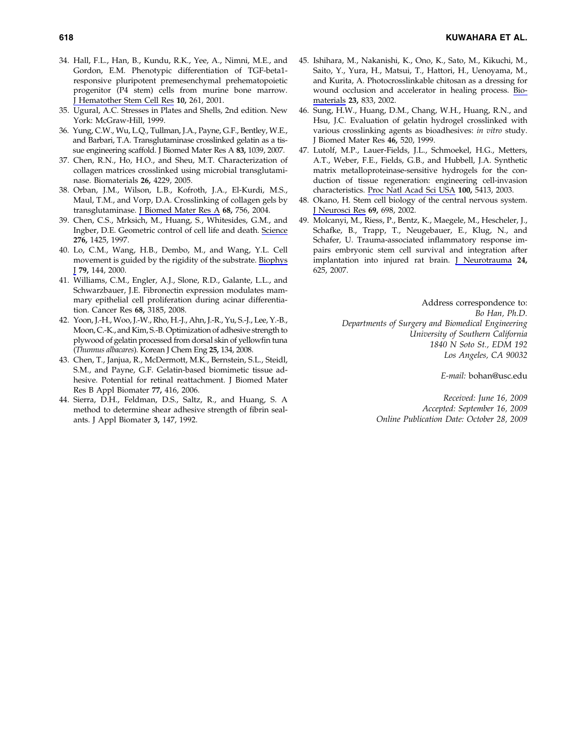34. Hall, F.L., Han, B., Kundu, R.K., Yee, A., Nimni, M.E., and Gordon, E.M. Phenotypic differentiation of TGF-beta1-responsive pluripotent premesenchymal prehematopoietic progenitor (P4 stem) cells from murine bone marrow. J Hematother Stem Cell Res **10,** 261, 2001.
35. Ugural, A.C. Stresses in Plates and Shells, 2nd edition. New York: McGraw-Hill, 1999.
36. Yung, C.W., Wu, L.Q., Tullman, J.A., Payne, G.F., Bentley, W.E., and Barbari, T.A. Transglutaminase crosslinked gelatin as a tissue engineering scaffold. J Biomed Mater Res A **83,** 1039, 2007.
37. Chen, R.N., Ho, H.O., and Sheu, M.T. Characterization of collagen matrices crosslinked using microbial transglutaminase. Biomaterials **26,** 4229, 2005.
38. Orban, J.M., Wilson, L.B., Kofroth, J.A., El-Kurdi, M.S., Maul, T.M., and Vorp, D.A. Crosslinking of collagen gels by transglutaminase. J Biomed Mater Res A **68,** 756, 2004.
39. Chen, C.S., Mrksich, M., Huang, S., Whitesides, G.M., and Ingber, D.E. Geometric control of cell life and death. Science **276,** 1425, 1997.
40. Lo, C.M., Wang, H.B., Dembo, M., and Wang, Y.L. Cell movement is guided by the rigidity of the substrate. Biophys J **79,** 144, 2000.
41. Williams, C.M., Engler, A.J., Slone, R.D., Galante, L.L., and Schwarzbauer, J.E. Fibronectin expression modulates mammary epithelial cell proliferation during acinar differentiation. Cancer Res **68,** 3185, 2008.
42. Yoon, J.-H., Woo, J.-W., Rho, H.-J., Ahn, J.-R., Yu, S.-J., Lee, Y.-B., Moon, C.-K., and Kim, S.-B. Optimization of adhesive strength to plywood of gelatin processed from dorsal skin of yellowfin tuna (*Thunnus albacares*). Korean J Chem Eng **25,** 134, 2008.
43. Chen, T., Janjua, R., McDermott, M.K., Bernstein, S.L., Steidl, S.M., and Payne, G.F. Gelatin-based biomimetic tissue adhesive. Potential for retinal reattachment. J Biomed Mater Res B Appl Biomater **77,** 416, 2006.
44. Sierra, D.H., Feldman, D.S., Saltz, R., and Huang, S. A method to determine shear adhesive strength of fibrin sealants. J Appl Biomater **3,** 147, 1992.
45. Ishihara, M., Nakanishi, K., Ono, K., Sato, M., Kikuchi, M., Saito, Y., Yura, H., Matsui, T., Hattori, H., Uenoyama, M., and Kurita, A. Photocrosslinkable chitosan as a dressing for wound occlusion and accelerator in healing process. Biomaterials **23,** 833, 2002.
46. Sung, H.W., Huang, D.M., Chang, W.H., Huang, R.N., and Hsu, J.C. Evaluation of gelatin hydrogel crosslinked with various crosslinking agents as bioadhesives: *in vitro* study. J Biomed Mater Res **46,** 520, 1999.
47. Lutolf, M.P., Lauer-Fields, J.L., Schmoekel, H.G., Metters, A.T., Weber, F.E., Fields, G.B., and Hubbell, J.A. Synthetic matrix metalloproteinase-sensitive hydrogels for the conduction of tissue regeneration: engineering cell-invasion characteristics. Proc Natl Acad Sci USA **100,** 5413, 2003.
48. Okano, H. Stem cell biology of the central nervous system. J Neurosci Res **69,** 698, 2002.
49. Molcanyi, M., Riess, P., Bentz, K., Maegele, M., Hescheler, J., Schafke, B., Trapp, T., Neugebauer, E., Klug, N., and Schafer, U. Trauma-associated inflammatory response impairs embryonic stem cell survival and integration after implantation into injured rat brain. J Neurotrauma **24,** 625, 2007.

Address correspondence to:
*Bo Han, Ph.D.*
*Departments of Surgery and Biomedical Engineering*
*University of Southern California*
*1840 N Soto St., EDM 192*
*Los Angeles, CA 90032*

*E-mail:* bohan@usc.edu

*Received: June 16, 2009*
*Accepted: September 16, 2009*
*Online Publication Date: October 28, 2009*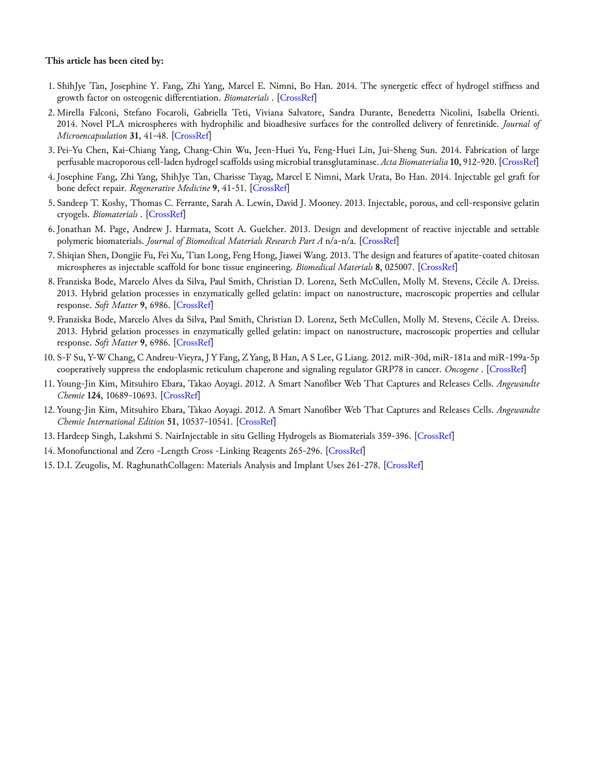**This article has been cited by:**

1. ShihJye Tan, Josephine Y. Fang, Zhi Yang, Marcel E. Nimni, Bo Han. 2014. The synergetic effect of hydrogel stiffness and growth factor on osteogenic differentiation. *Biomaterials* . [CrossRef]
2. Mirella Falconi, Stefano Focaroli, Gabriella Teti, Viviana Salvatore, Sandra Durante, Benedetta Nicolini, Isabella Orienti. 2014. Novel PLA microspheres with hydrophilic and bioadhesive surfaces for the controlled delivery of fenretinide. *Journal of Microencapsulation* **31**, 41-48. [CrossRef]
3. Pei-Yu Chen, Kai-Chiang Yang, Chang-Chin Wu, Jeen-Huei Yu, Feng-Huei Lin, Jui-Sheng Sun. 2014. Fabrication of large perfusable macroporous cell-laden hydrogel scaffolds using microbial transglutaminase. *Acta Biomaterialia* **10**, 912-920. [CrossRef]
4. Josephine Fang, Zhi Yang, ShihJye Tan, Charisse Tayag, Marcel E Nimni, Mark Urata, Bo Han. 2014. Injectable gel graft for bone defect repair. *Regenerative Medicine* **9**, 41-51. [CrossRef]
5. Sandeep T. Koshy, Thomas C. Ferrante, Sarah A. Lewin, David J. Mooney. 2013. Injectable, porous, and cell-responsive gelatin cryogels. *Biomaterials* . [CrossRef]
6. Jonathan M. Page, Andrew J. Harmata, Scott A. Guelcher. 2013. Design and development of reactive injectable and settable polymeric biomaterials. *Journal of Biomedical Materials Research Part A* n/a-n/a. [CrossRef]
7. Shiqian Shen, Dongjie Fu, Fei Xu, Tian Long, Feng Hong, Jiawei Wang. 2013. The design and features of apatite-coated chitosan microspheres as injectable scaffold for bone tissue engineering. *Biomedical Materials* **8**, 025007. [CrossRef]
8. Franziska Bode, Marcelo Alves da Silva, Paul Smith, Christian D. Lorenz, Seth McCullen, Molly M. Stevens, Cécile A. Dreiss. 2013. Hybrid gelation processes in enzymatically gelled gelatin: impact on nanostructure, macroscopic properties and cellular response. *Soft Matter* **9**, 6986. [CrossRef]
9. Franziska Bode, Marcelo Alves da Silva, Paul Smith, Christian D. Lorenz, Seth McCullen, Molly M. Stevens, Cécile A. Dreiss. 2013. Hybrid gelation processes in enzymatically gelled gelatin: impact on nanostructure, macroscopic properties and cellular response. *Soft Matter* **9**, 6986. [CrossRef]
10. S-F Su, Y-W Chang, C Andreu-Vieyra, J Y Fang, Z Yang, B Han, A S Lee, G Liang. 2012. miR-30d, miR-181a and miR-199a-5p cooperatively suppress the endoplasmic reticulum chaperone and signaling regulator GRP78 in cancer. *Oncogene* . [CrossRef]
11. Young-Jin Kim, Mitsuhiro Ebara, Takao Aoyagi. 2012. A Smart Nanofiber Web That Captures and Releases Cells. *Angewandte Chemie* **124**, 10689-10693. [CrossRef]
12. Young-Jin Kim, Mitsuhiro Ebara, Takao Aoyagi. 2012. A Smart Nanofiber Web That Captures and Releases Cells. *Angewandte Chemie International Edition* **51**, 10537-10541. [CrossRef]
13. Hardeep Singh, Lakshmi S. NairInjectable in situ Gelling Hydrogels as Biomaterials 359-396. [CrossRef]
14. Monofunctional and Zero -Length Cross -Linking Reagents 265-296. [CrossRef]
15. D.I. Zeugolis, M. RaghunathCollagen: Materials Analysis and Implant Uses 261-278. [CrossRef]